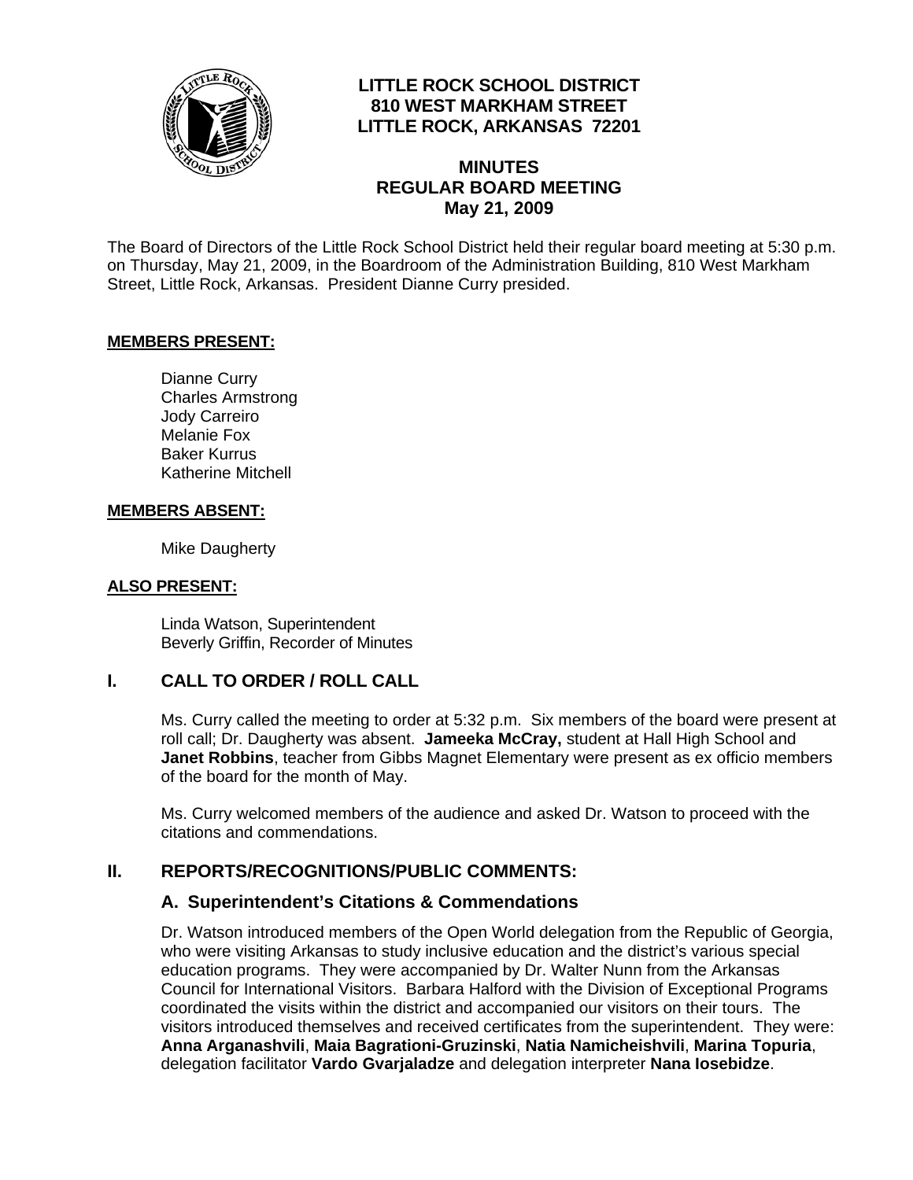# LITTLE ROCK SCHOOL DISTRICT
**810 WEST MARKHAM STREET**
**LITTLE ROCK, ARKANSAS 72201**

## MINUTES
## REGULAR BOARD MEETING
## May 21, 2009

The Board of Directors of the Little Rock School District held their regular board meeting at 5:30 p.m. on Thursday, May 21, 2009, in the Boardroom of the Administration Building, 810 West Markham Street, Little Rock, Arkansas. President Dianne Curry presided.

**MEMBERS PRESENT:**

Dianne Curry
Charles Armstrong
Jody Carreiro
Melanie Fox
Baker Kurrus
Katherine Mitchell

**MEMBERS ABSENT:**

Mike Daugherty

**ALSO PRESENT:**

Linda Watson, Superintendent
Beverly Griffin, Recorder of Minutes

## I. CALL TO ORDER / ROLL CALL

Ms. Curry called the meeting to order at 5:32 p.m. Six members of the board were present at roll call; Dr. Daugherty was absent. **Jameeka McCray,** student at Hall High School and **Janet Robbins**, teacher from Gibbs Magnet Elementary were present as ex officio members of the board for the month of May.

Ms. Curry welcomed members of the audience and asked Dr. Watson to proceed with the citations and commendations.

## II. REPORTS/RECOGNITIONS/PUBLIC COMMENTS:

### A. Superintendent's Citations & Commendations

Dr. Watson introduced members of the Open World delegation from the Republic of Georgia, who were visiting Arkansas to study inclusive education and the district's various special education programs. They were accompanied by Dr. Walter Nunn from the Arkansas Council for International Visitors. Barbara Halford with the Division of Exceptional Programs coordinated the visits within the district and accompanied our visitors on their tours. The visitors introduced themselves and received certificates from the superintendent. They were: **Anna Arganashvili**, **Maia Bagrationi-Gruzinski**, **Natia Namicheishvili**, **Marina Topuria**, delegation facilitator **Vardo Gvarjaladze** and delegation interpreter **Nana Iosebidze**.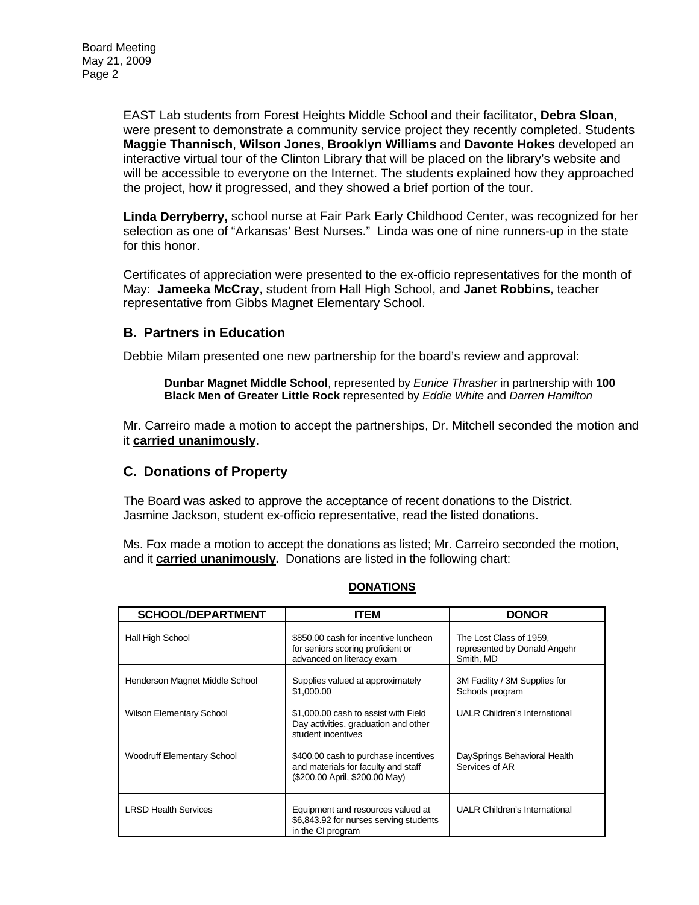EAST Lab students from Forest Heights Middle School and their facilitator, **Debra Sloan**, were present to demonstrate a community service project they recently completed. Students **Maggie Thannisch**, **Wilson Jones**, **Brooklyn Williams** and **Davonte Hokes** developed an interactive virtual tour of the Clinton Library that will be placed on the library's website and will be accessible to everyone on the Internet. The students explained how they approached the project, how it progressed, and they showed a brief portion of the tour.

**Linda Derryberry,** school nurse at Fair Park Early Childhood Center, was recognized for her selection as one of "Arkansas' Best Nurses." Linda was one of nine runners-up in the state for this honor.

Certificates of appreciation were presented to the ex-officio representatives for the month of May: **Jameeka McCray**, student from Hall High School, and **Janet Robbins**, teacher representative from Gibbs Magnet Elementary School.

## B. Partners in Education

Debbie Milam presented one new partnership for the board's review and approval:

> **Dunbar Magnet Middle School**, represented by *Eunice Thrasher* in partnership with **100 Black Men of Greater Little Rock** represented by *Eddie White* and *Darren Hamilton*

Mr. Carreiro made a motion to accept the partnerships, Dr. Mitchell seconded the motion and it **carried unanimously**.

## C. Donations of Property

The Board was asked to approve the acceptance of recent donations to the District. Jasmine Jackson, student ex-officio representative, read the listed donations.

Ms. Fox made a motion to accept the donations as listed; Mr. Carreiro seconded the motion, and it **carried unanimously.** Donations are listed in the following chart:

**DONATIONS**

| SCHOOL/DEPARTMENT | ITEM | DONOR |
|---|---|---|
| Hall High School | $850.00 cash for incentive luncheon for seniors scoring proficient or advanced on literacy exam | The Lost Class of 1959, represented by Donald Angehr Smith, MD |
| Henderson Magnet Middle School | Supplies valued at approximately $1,000.00 | 3M Facility / 3M Supplies for Schools program |
| Wilson Elementary School | $1,000.00 cash to assist with Field Day activities, graduation and other student incentives | UALR Children's International |
| Woodruff Elementary School | $400.00 cash to purchase incentives and materials for faculty and staff ($200.00 April, $200.00 May) | DaySprings Behavioral Health Services of AR |
| LRSD Health Services | Equipment and resources valued at $6,843.92 for nurses serving students in the CI program | UALR Children's International |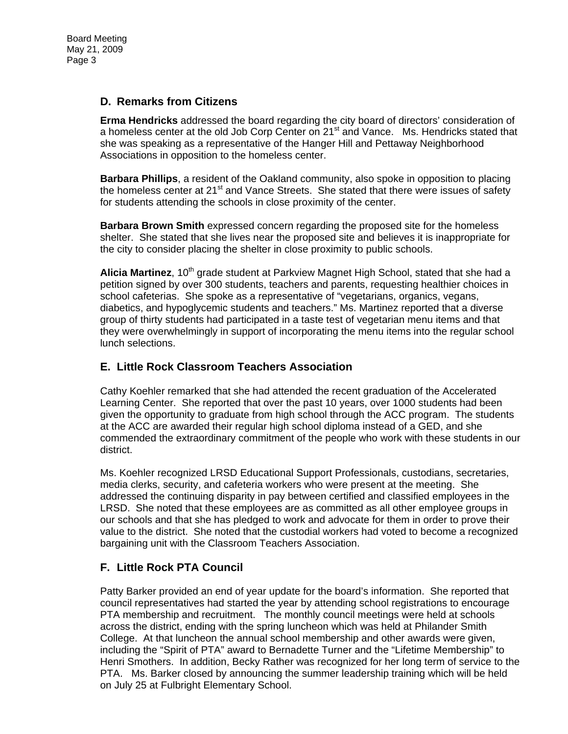## D. Remarks from Citizens

**Erma Hendricks** addressed the board regarding the city board of directors' consideration of a homeless center at the old Job Corp Center on 21st and Vance. Ms. Hendricks stated that she was speaking as a representative of the Hanger Hill and Pettaway Neighborhood Associations in opposition to the homeless center.

**Barbara Phillips**, a resident of the Oakland community, also spoke in opposition to placing the homeless center at 21st and Vance Streets. She stated that there were issues of safety for students attending the schools in close proximity of the center.

**Barbara Brown Smith** expressed concern regarding the proposed site for the homeless shelter. She stated that she lives near the proposed site and believes it is inappropriate for the city to consider placing the shelter in close proximity to public schools.

**Alicia Martinez**, 10th grade student at Parkview Magnet High School, stated that she had a petition signed by over 300 students, teachers and parents, requesting healthier choices in school cafeterias. She spoke as a representative of "vegetarians, organics, vegans, diabetics, and hypoglycemic students and teachers." Ms. Martinez reported that a diverse group of thirty students had participated in a taste test of vegetarian menu items and that they were overwhelmingly in support of incorporating the menu items into the regular school lunch selections.

## E. Little Rock Classroom Teachers Association

Cathy Koehler remarked that she had attended the recent graduation of the Accelerated Learning Center. She reported that over the past 10 years, over 1000 students had been given the opportunity to graduate from high school through the ACC program. The students at the ACC are awarded their regular high school diploma instead of a GED, and she commended the extraordinary commitment of the people who work with these students in our district.

Ms. Koehler recognized LRSD Educational Support Professionals, custodians, secretaries, media clerks, security, and cafeteria workers who were present at the meeting. She addressed the continuing disparity in pay between certified and classified employees in the LRSD. She noted that these employees are as committed as all other employee groups in our schools and that she has pledged to work and advocate for them in order to prove their value to the district. She noted that the custodial workers had voted to become a recognized bargaining unit with the Classroom Teachers Association.

## F. Little Rock PTA Council

Patty Barker provided an end of year update for the board's information. She reported that council representatives had started the year by attending school registrations to encourage PTA membership and recruitment. The monthly council meetings were held at schools across the district, ending with the spring luncheon which was held at Philander Smith College. At that luncheon the annual school membership and other awards were given, including the "Spirit of PTA" award to Bernadette Turner and the "Lifetime Membership" to Henri Smothers. In addition, Becky Rather was recognized for her long term of service to the PTA. Ms. Barker closed by announcing the summer leadership training which will be held on July 25 at Fulbright Elementary School.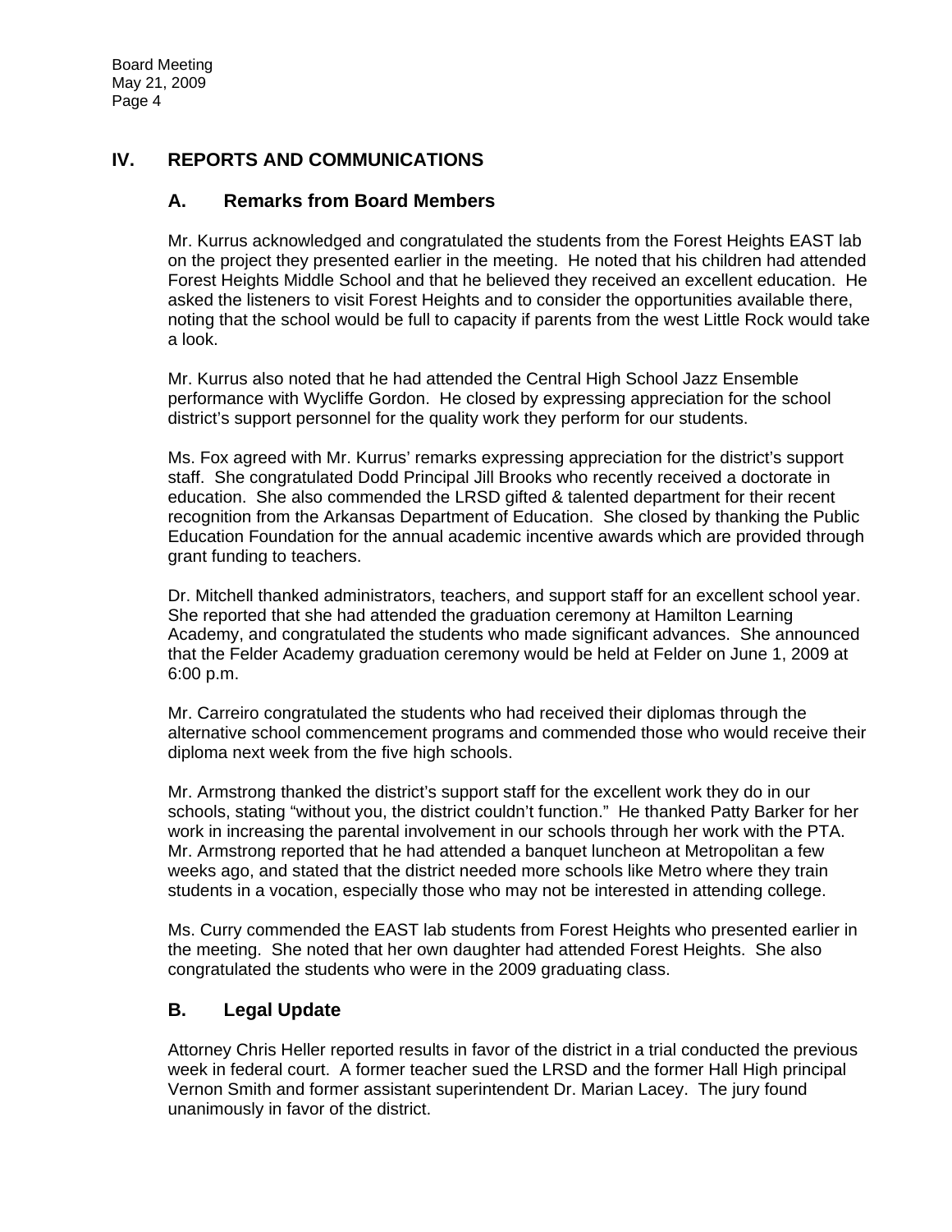## IV. REPORTS AND COMMUNICATIONS

### A. Remarks from Board Members

Mr. Kurrus acknowledged and congratulated the students from the Forest Heights EAST lab on the project they presented earlier in the meeting. He noted that his children had attended Forest Heights Middle School and that he believed they received an excellent education. He asked the listeners to visit Forest Heights and to consider the opportunities available there, noting that the school would be full to capacity if parents from the west Little Rock would take a look.

Mr. Kurrus also noted that he had attended the Central High School Jazz Ensemble performance with Wycliffe Gordon. He closed by expressing appreciation for the school district's support personnel for the quality work they perform for our students.

Ms. Fox agreed with Mr. Kurrus' remarks expressing appreciation for the district's support staff. She congratulated Dodd Principal Jill Brooks who recently received a doctorate in education. She also commended the LRSD gifted & talented department for their recent recognition from the Arkansas Department of Education. She closed by thanking the Public Education Foundation for the annual academic incentive awards which are provided through grant funding to teachers.

Dr. Mitchell thanked administrators, teachers, and support staff for an excellent school year. She reported that she had attended the graduation ceremony at Hamilton Learning Academy, and congratulated the students who made significant advances. She announced that the Felder Academy graduation ceremony would be held at Felder on June 1, 2009 at 6:00 p.m.

Mr. Carreiro congratulated the students who had received their diplomas through the alternative school commencement programs and commended those who would receive their diploma next week from the five high schools.

Mr. Armstrong thanked the district's support staff for the excellent work they do in our schools, stating "without you, the district couldn't function." He thanked Patty Barker for her work in increasing the parental involvement in our schools through her work with the PTA. Mr. Armstrong reported that he had attended a banquet luncheon at Metropolitan a few weeks ago, and stated that the district needed more schools like Metro where they train students in a vocation, especially those who may not be interested in attending college.

Ms. Curry commended the EAST lab students from Forest Heights who presented earlier in the meeting. She noted that her own daughter had attended Forest Heights. She also congratulated the students who were in the 2009 graduating class.

### B. Legal Update

Attorney Chris Heller reported results in favor of the district in a trial conducted the previous week in federal court. A former teacher sued the LRSD and the former Hall High principal Vernon Smith and former assistant superintendent Dr. Marian Lacey. The jury found unanimously in favor of the district.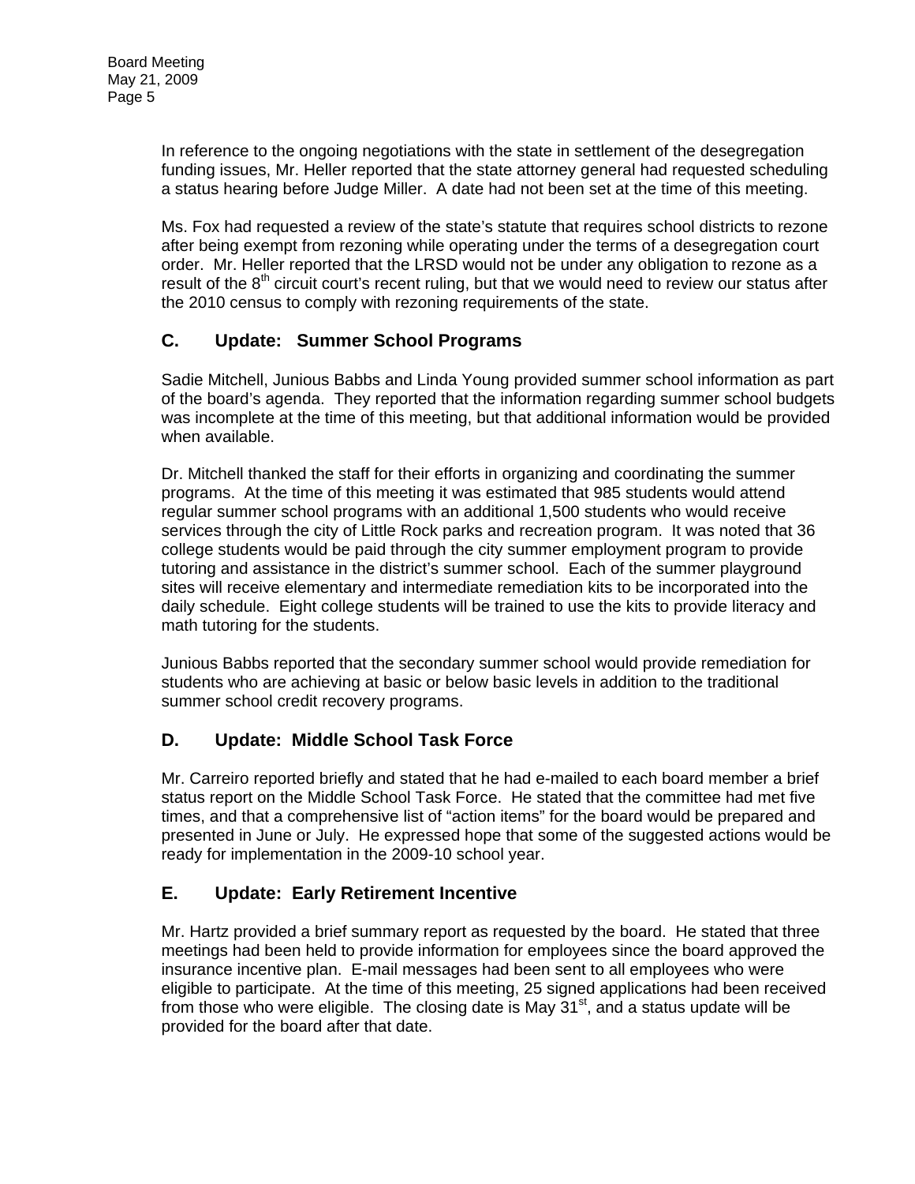In reference to the ongoing negotiations with the state in settlement of the desegregation funding issues, Mr. Heller reported that the state attorney general had requested scheduling a status hearing before Judge Miller. A date had not been set at the time of this meeting.

Ms. Fox had requested a review of the state's statute that requires school districts to rezone after being exempt from rezoning while operating under the terms of a desegregation court order. Mr. Heller reported that the LRSD would not be under any obligation to rezone as a result of the 8th circuit court's recent ruling, but that we would need to review our status after the 2010 census to comply with rezoning requirements of the state.

## C. Update: Summer School Programs

Sadie Mitchell, Junious Babbs and Linda Young provided summer school information as part of the board's agenda. They reported that the information regarding summer school budgets was incomplete at the time of this meeting, but that additional information would be provided when available.

Dr. Mitchell thanked the staff for their efforts in organizing and coordinating the summer programs. At the time of this meeting it was estimated that 985 students would attend regular summer school programs with an additional 1,500 students who would receive services through the city of Little Rock parks and recreation program. It was noted that 36 college students would be paid through the city summer employment program to provide tutoring and assistance in the district's summer school. Each of the summer playground sites will receive elementary and intermediate remediation kits to be incorporated into the daily schedule. Eight college students will be trained to use the kits to provide literacy and math tutoring for the students.

Junious Babbs reported that the secondary summer school would provide remediation for students who are achieving at basic or below basic levels in addition to the traditional summer school credit recovery programs.

## D. Update: Middle School Task Force

Mr. Carreiro reported briefly and stated that he had e-mailed to each board member a brief status report on the Middle School Task Force. He stated that the committee had met five times, and that a comprehensive list of "action items" for the board would be prepared and presented in June or July. He expressed hope that some of the suggested actions would be ready for implementation in the 2009-10 school year.

## E. Update: Early Retirement Incentive

Mr. Hartz provided a brief summary report as requested by the board. He stated that three meetings had been held to provide information for employees since the board approved the insurance incentive plan. E-mail messages had been sent to all employees who were eligible to participate. At the time of this meeting, 25 signed applications had been received from those who were eligible. The closing date is May 31st, and a status update will be provided for the board after that date.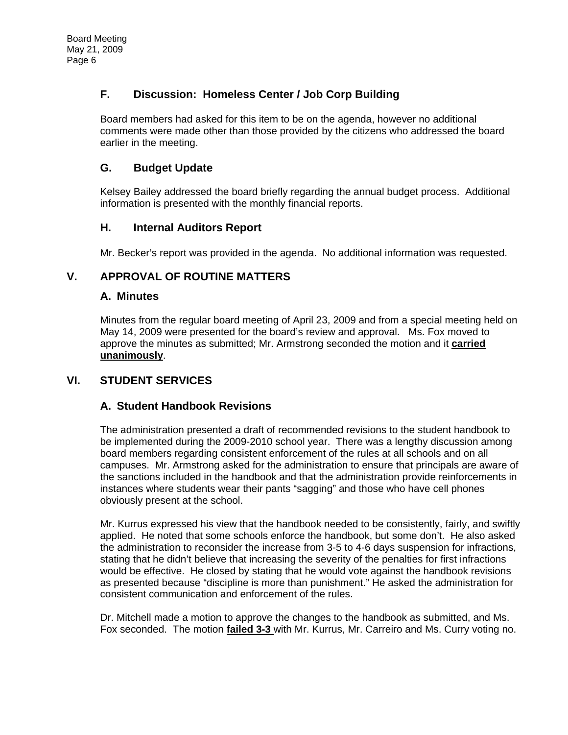### F. Discussion: Homeless Center / Job Corp Building

Board members had asked for this item to be on the agenda, however no additional comments were made other than those provided by the citizens who addressed the board earlier in the meeting.

### G. Budget Update

Kelsey Bailey addressed the board briefly regarding the annual budget process. Additional information is presented with the monthly financial reports.

### H. Internal Auditors Report

Mr. Becker's report was provided in the agenda. No additional information was requested.

## V. APPROVAL OF ROUTINE MATTERS

### A. Minutes

Minutes from the regular board meeting of April 23, 2009 and from a special meeting held on May 14, 2009 were presented for the board's review and approval. Ms. Fox moved to approve the minutes as submitted; Mr. Armstrong seconded the motion and it **carried unanimously**.

## VI. STUDENT SERVICES

### A. Student Handbook Revisions

The administration presented a draft of recommended revisions to the student handbook to be implemented during the 2009-2010 school year. There was a lengthy discussion among board members regarding consistent enforcement of the rules at all schools and on all campuses. Mr. Armstrong asked for the administration to ensure that principals are aware of the sanctions included in the handbook and that the administration provide reinforcements in instances where students wear their pants "sagging" and those who have cell phones obviously present at the school.

Mr. Kurrus expressed his view that the handbook needed to be consistently, fairly, and swiftly applied. He noted that some schools enforce the handbook, but some don't. He also asked the administration to reconsider the increase from 3-5 to 4-6 days suspension for infractions, stating that he didn't believe that increasing the severity of the penalties for first infractions would be effective. He closed by stating that he would vote against the handbook revisions as presented because "discipline is more than punishment." He asked the administration for consistent communication and enforcement of the rules.

Dr. Mitchell made a motion to approve the changes to the handbook as submitted, and Ms. Fox seconded. The motion **failed 3-3** with Mr. Kurrus, Mr. Carreiro and Ms. Curry voting no.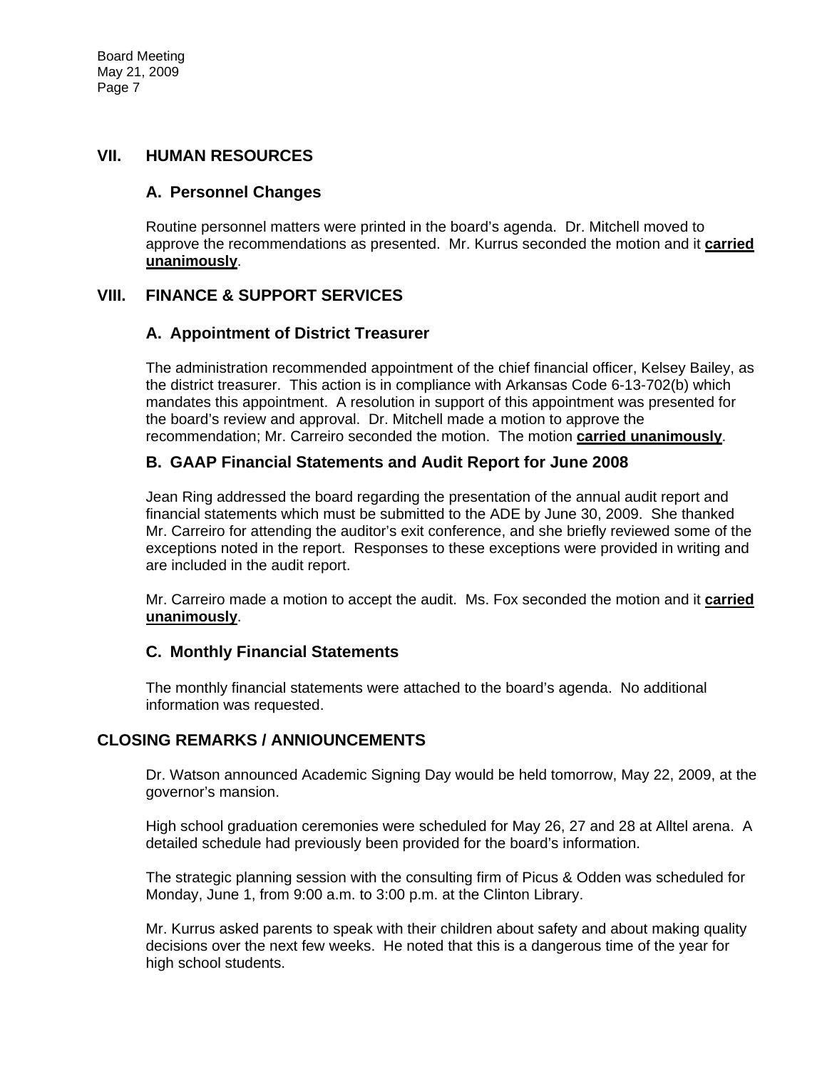## VII. HUMAN RESOURCES

### A. Personnel Changes

Routine personnel matters were printed in the board's agenda. Dr. Mitchell moved to approve the recommendations as presented. Mr. Kurrus seconded the motion and it **carried unanimously**.

## VIII. FINANCE & SUPPORT SERVICES

### A. Appointment of District Treasurer

The administration recommended appointment of the chief financial officer, Kelsey Bailey, as the district treasurer. This action is in compliance with Arkansas Code 6-13-702(b) which mandates this appointment. A resolution in support of this appointment was presented for the board's review and approval. Dr. Mitchell made a motion to approve the recommendation; Mr. Carreiro seconded the motion. The motion **carried unanimously**.

### B. GAAP Financial Statements and Audit Report for June 2008

Jean Ring addressed the board regarding the presentation of the annual audit report and financial statements which must be submitted to the ADE by June 30, 2009. She thanked Mr. Carreiro for attending the auditor's exit conference, and she briefly reviewed some of the exceptions noted in the report. Responses to these exceptions were provided in writing and are included in the audit report.

Mr. Carreiro made a motion to accept the audit. Ms. Fox seconded the motion and it **carried unanimously**.

### C. Monthly Financial Statements

The monthly financial statements were attached to the board's agenda. No additional information was requested.

## CLOSING REMARKS / ANNIOUNCEMENTS

Dr. Watson announced Academic Signing Day would be held tomorrow, May 22, 2009, at the governor's mansion.

High school graduation ceremonies were scheduled for May 26, 27 and 28 at Alltel arena. A detailed schedule had previously been provided for the board's information.

The strategic planning session with the consulting firm of Picus & Odden was scheduled for Monday, June 1, from 9:00 a.m. to 3:00 p.m. at the Clinton Library.

Mr. Kurrus asked parents to speak with their children about safety and about making quality decisions over the next few weeks. He noted that this is a dangerous time of the year for high school students.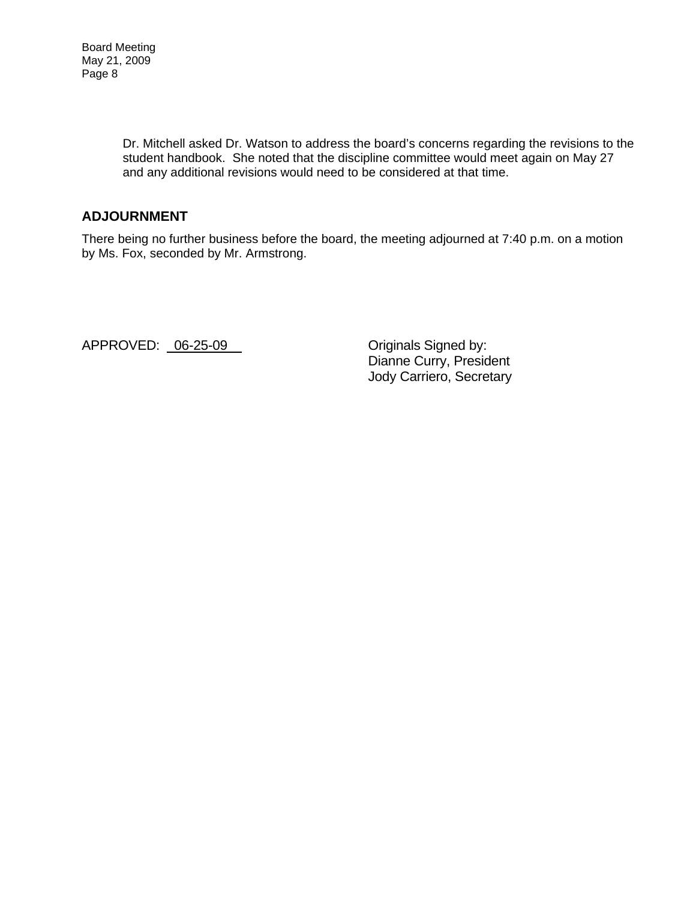Dr. Mitchell asked Dr. Watson to address the board's concerns regarding the revisions to the student handbook. She noted that the discipline committee would meet again on May 27 and any additional revisions would need to be considered at that time.

## ADJOURNMENT

There being no further business before the board, the meeting adjourned at 7:40 p.m. on a motion by Ms. Fox, seconded by Mr. Armstrong.

APPROVED: 06-25-09

Originals Signed by:
Dianne Curry, President
Jody Carriero, Secretary